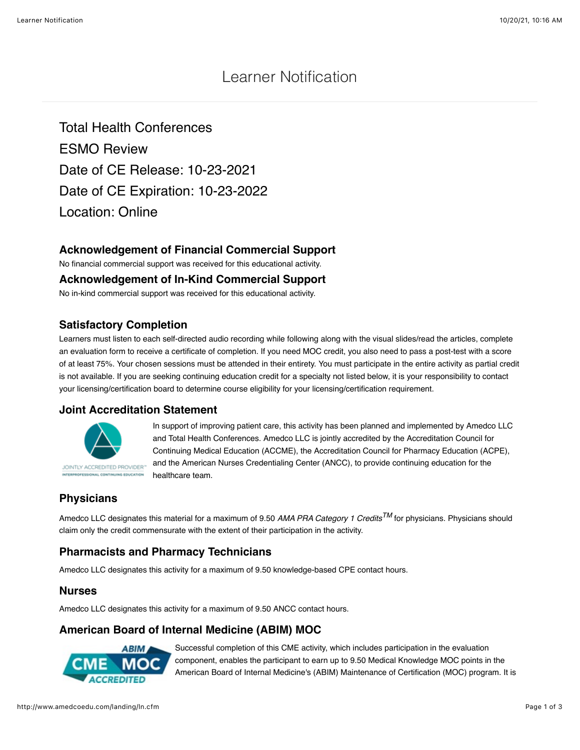# Learner Notification

Total Health Conferences

ESMO Review

Date of CE Release: 10-23-2021

Date of CE Expiration: 10-23-2022

Location: Online

### Acknowledgement of Financial Commercial Support

No financial commercial support was received for this educational activity.

### Acknowledgement of In-Kind Commercial Support

No in-kind commercial support was received for this educational activity.

### Satisfactory Completion

Learners must listen to each self-directed audio recording while following along with the visual slides/read the articles, complete an evaluation form to receive a certificate of completion. If you need MOC credit, you also need to pass a post-test with a score of at least 75%. Your chosen sessions must be attended in their entirety. You must participate in the entire activity as partial credit is not available. If you are seeking continuing education credit for a specialty not listed below, it is your responsibility to contact your licensing/certification board to determine course eligibility for your licensing/certification requirement.

### Joint Accreditation Statement

In support of improving patient care, this activity has been planned and implemented by Amedco LLC and Total Health Conferences. Amedco LLC is jointly accredited by the Accreditation Council for Continuing Medical Education (ACCME), the Accreditation Council for Pharmacy Education (ACPE), and the American Nurses Credentialing Center (ANCC), to provide continuing education for the healthcare team.

### Physicians

Amedco LLC designates this material for a maximum of 9.50 *AMA PRA Category 1 Credits*™ for physicians. Physicians should claim only the credit commensurate with the extent of their participation in the activity.

### Pharmacists and Pharmacy Technicians

Amedco LLC designates this activity for a maximum of 9.50 knowledge-based CPE contact hours.

### Nurses

Amedco LLC designates this activity for a maximum of 9.50 ANCC contact hours.

### American Board of Internal Medicine (ABIM) MOC

Successful completion of this CME activity, which includes participation in the evaluation component, enables the participant to earn up to 9.50 Medical Knowledge MOC points in the American Board of Internal Medicine's (ABIM) Maintenance of Certification (MOC) program. It is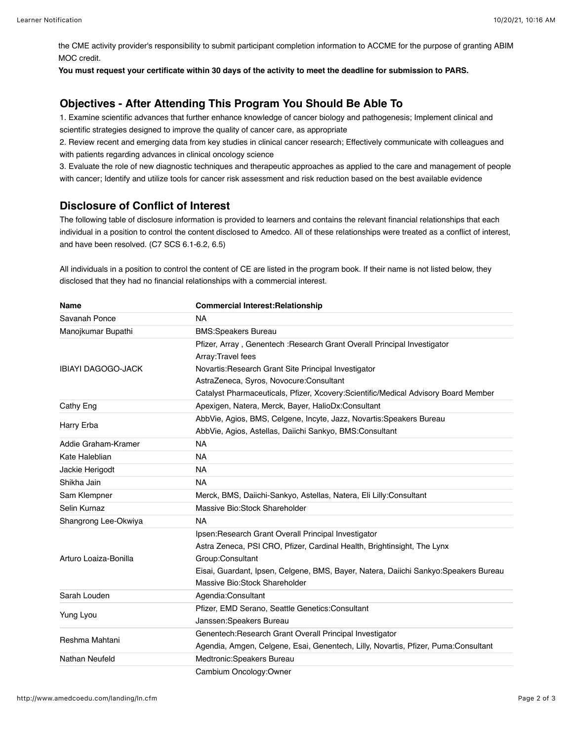the CME activity provider's responsibility to submit participant completion information to ACCME for the purpose of granting ABIM MOC credit.

**You must request your certificate within 30 days of the activity to meet the deadline for submission to PARS.**

## Objectives - After Attending This Program You Should Be Able To

1. Examine scientific advances that further enhance knowledge of cancer biology and pathogenesis; Implement clinical and scientific strategies designed to improve the quality of cancer care, as appropriate
2. Review recent and emerging data from key studies in clinical cancer research; Effectively communicate with colleagues and with patients regarding advances in clinical oncology science
3. Evaluate the role of new diagnostic techniques and therapeutic approaches as applied to the care and management of people with cancer; Identify and utilize tools for cancer risk assessment and risk reduction based on the best available evidence

## Disclosure of Conflict of Interest

The following table of disclosure information is provided to learners and contains the relevant financial relationships that each individual in a position to control the content disclosed to Amedco. All of these relationships were treated as a conflict of interest, and have been resolved. (C7 SCS 6.1-6.2, 6.5)

All individuals in a position to control the content of CE are listed in the program book. If their name is not listed below, they disclosed that they had no financial relationships with a commercial interest.

| Name | Commercial Interest:Relationship |
|---|---|
| Savanah Ponce | NA |
| Manojkumar Bupathi | BMS:Speakers Bureau |
| IBIAYI DAGOGO-JACK | Pfizer, Array , Genentech :Research Grant Overall Principal Investigator<br>Array:Travel fees<br>Novartis:Research Grant Site Principal Investigator<br>AstraZeneca, Syros, Novocure:Consultant<br>Catalyst Pharmaceuticals, Pfizer, Xcovery:Scientific/Medical Advisory Board Member |
| Cathy Eng | Apexigen, Natera, Merck, Bayer, HalioDx:Consultant |
| Harry Erba | AbbVie, Agios, BMS, Celgene, Incyte, Jazz, Novartis:Speakers Bureau<br>AbbVie, Agios, Astellas, Daiichi Sankyo, BMS:Consultant |
| Addie Graham-Kramer | NA |
| Kate Haleblian | NA |
| Jackie Herigodt | NA |
| Shikha Jain | NA |
| Sam Klempner | Merck, BMS, Daiichi-Sankyo, Astellas, Natera, Eli Lilly:Consultant |
| Selin Kurnaz | Massive Bio:Stock Shareholder |
| Shangrong Lee-Okwiya | NA |
| Arturo Loaiza-Bonilla | Ipsen:Research Grant Overall Principal Investigator<br>Astra Zeneca, PSI CRO, Pfizer, Cardinal Health, Brightinsight, The Lynx Group:Consultant<br>Eisai, Guardant, Ipsen, Celgene, BMS, Bayer, Natera, Daiichi Sankyo:Speakers Bureau<br>Massive Bio:Stock Shareholder |
| Sarah Louden | Agendia:Consultant |
| Yung Lyou | Pfizer, EMD Serano, Seattle Genetics:Consultant<br>Janssen:Speakers Bureau |
| Reshma Mahtani | Genentech:Research Grant Overall Principal Investigator<br>Agendia, Amgen, Celgene, Esai, Genentech, Lilly, Novartis, Pfizer, Puma:Consultant |
| Nathan Neufeld | Medtronic:Speakers Bureau |
| | Cambium Oncology:Owner |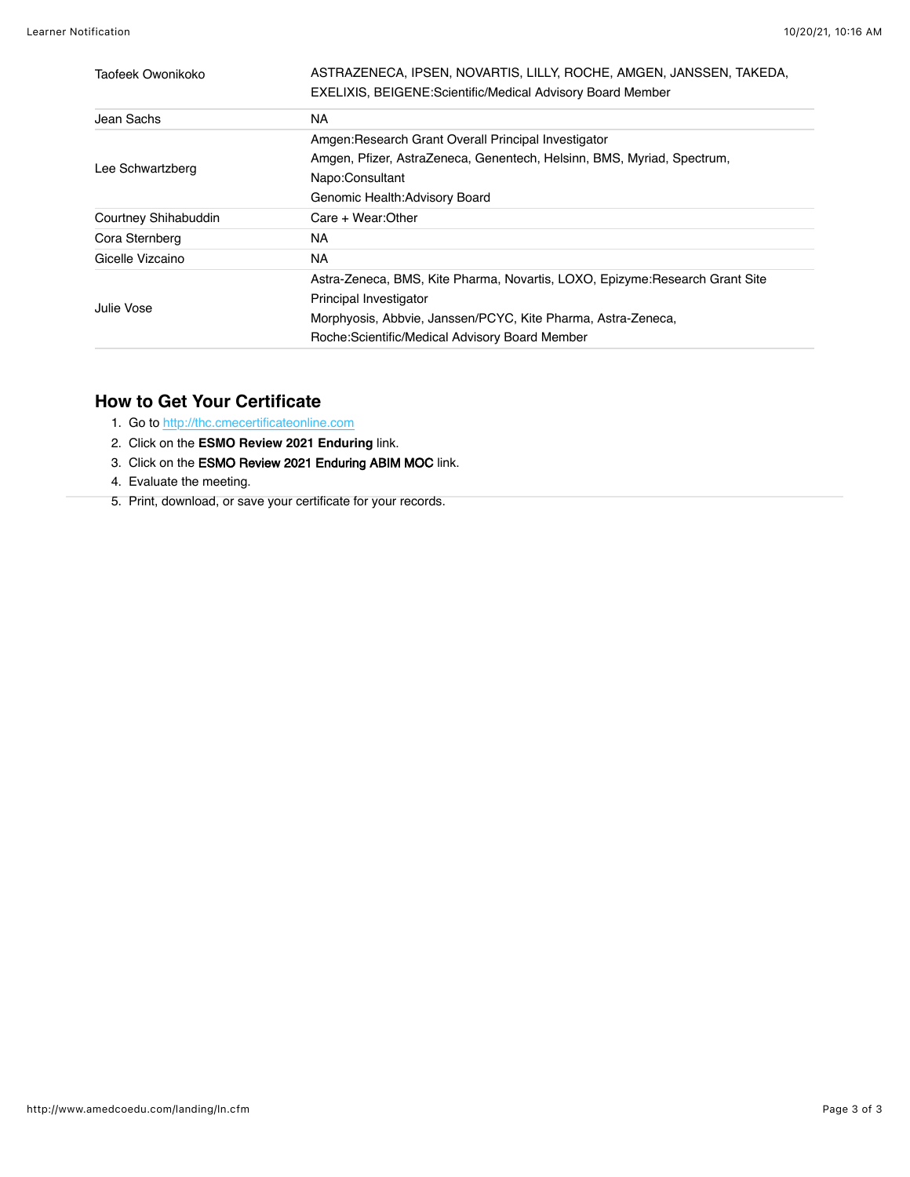| | |
|---|---|
| Taofeek Owonikoko | ASTRAZENECA, IPSEN, NOVARTIS, LILLY, ROCHE, AMGEN, JANSSEN, TAKEDA, EXELIXIS, BEIGENE:Scientific/Medical Advisory Board Member |
| Jean Sachs | NA |
| Lee Schwartzberg | Amgen:Research Grant Overall Principal Investigator<br>Amgen, Pfizer, AstraZeneca, Genentech, Helsinn, BMS, Myriad, Spectrum, Napo:Consultant<br>Genomic Health:Advisory Board |
| Courtney Shihabuddin | Care + Wear:Other |
| Cora Sternberg | NA |
| Gicelle Vizcaino | NA |
| Julie Vose | Astra-Zeneca, BMS, Kite Pharma, Novartis, LOXO, Epizyme:Research Grant Site Principal Investigator<br>Morphyosis, Abbvie, Janssen/PCYC, Kite Pharma, Astra-Zeneca, Roche:Scientific/Medical Advisory Board Member |

## How to Get Your Certificate

1. Go to http://thc.cmecertificateonline.com
2. Click on the **ESMO Review 2021 Enduring** link.
3. Click on the **ESMO Review 2021 Enduring ABIM MOC** link.
4. Evaluate the meeting.
5. Print, download, or save your certificate for your records.